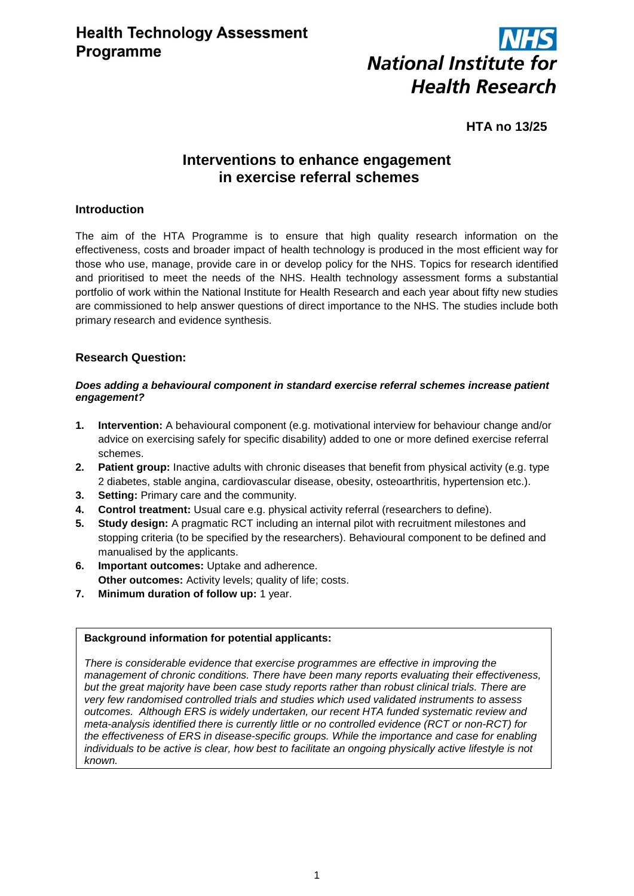**Health Technology Assessment Programme**

**National Institute for Health Research**

**HTA no 13/25**

# Interventions to enhance engagement in exercise referral schemes

## Introduction

The aim of the HTA Programme is to ensure that high quality research information on the effectiveness, costs and broader impact of health technology is produced in the most efficient way for those who use, manage, provide care in or develop policy for the NHS. Topics for research identified and prioritised to meet the needs of the NHS. Health technology assessment forms a substantial portfolio of work within the National Institute for Health Research and each year about fifty new studies are commissioned to help answer questions of direct importance to the NHS. The studies include both primary research and evidence synthesis.

## Research Question:

***Does adding a behavioural component in standard exercise referral schemes increase patient engagement?***

1. **Intervention:** A behavioural component (e.g. motivational interview for behaviour change and/or advice on exercising safely for specific disability) added to one or more defined exercise referral schemes.
2. **Patient group:** Inactive adults with chronic diseases that benefit from physical activity (e.g. type 2 diabetes, stable angina, cardiovascular disease, obesity, osteoarthritis, hypertension etc.).
3. **Setting:** Primary care and the community.
4. **Control treatment:** Usual care e.g. physical activity referral (researchers to define).
5. **Study design:** A pragmatic RCT including an internal pilot with recruitment milestones and stopping criteria (to be specified by the researchers). Behavioural component to be defined and manualised by the applicants.
6. **Important outcomes:** Uptake and adherence.
   **Other outcomes:** Activity levels; quality of life; costs.
7. **Minimum duration of follow up:** 1 year.

**Background information for potential applicants:**

*There is considerable evidence that exercise programmes are effective in improving the management of chronic conditions. There have been many reports evaluating their effectiveness, but the great majority have been case study reports rather than robust clinical trials. There are very few randomised controlled trials and studies which used validated instruments to assess outcomes. Although ERS is widely undertaken, our recent HTA funded systematic review and meta-analysis identified there is currently little or no controlled evidence (RCT or non-RCT) for the effectiveness of ERS in disease-specific groups. While the importance and case for enabling individuals to be active is clear, how best to facilitate an ongoing physically active lifestyle is not known.*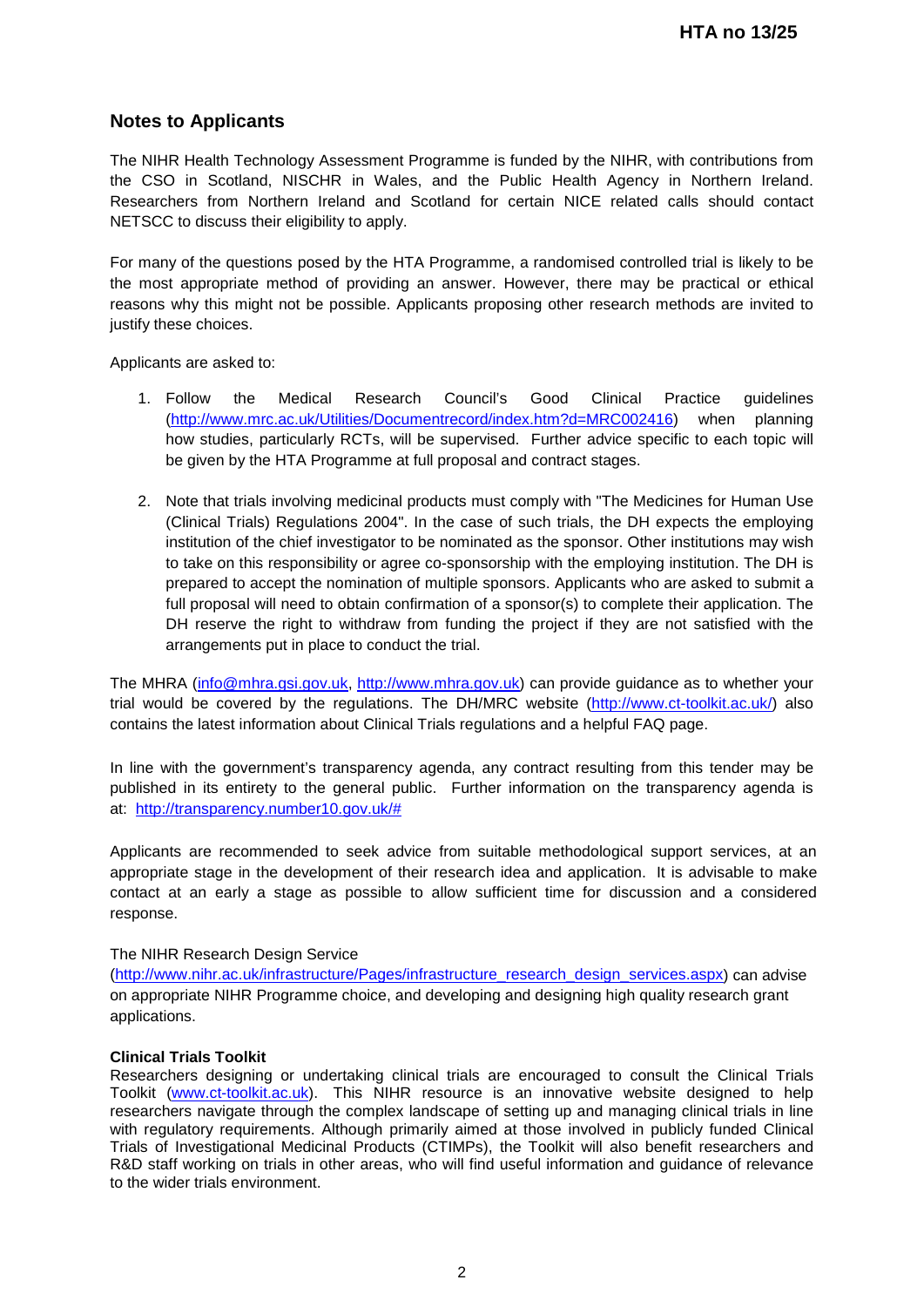## Notes to Applicants

The NIHR Health Technology Assessment Programme is funded by the NIHR, with contributions from the CSO in Scotland, NISCHR in Wales, and the Public Health Agency in Northern Ireland. Researchers from Northern Ireland and Scotland for certain NICE related calls should contact NETSCC to discuss their eligibility to apply.

For many of the questions posed by the HTA Programme, a randomised controlled trial is likely to be the most appropriate method of providing an answer. However, there may be practical or ethical reasons why this might not be possible. Applicants proposing other research methods are invited to justify these choices.

Applicants are asked to:

1. Follow the Medical Research Council's Good Clinical Practice guidelines (http://www.mrc.ac.uk/Utilities/Documentrecord/index.htm?d=MRC002416) when planning how studies, particularly RCTs, will be supervised. Further advice specific to each topic will be given by the HTA Programme at full proposal and contract stages.

2. Note that trials involving medicinal products must comply with "The Medicines for Human Use (Clinical Trials) Regulations 2004". In the case of such trials, the DH expects the employing institution of the chief investigator to be nominated as the sponsor. Other institutions may wish to take on this responsibility or agree co-sponsorship with the employing institution. The DH is prepared to accept the nomination of multiple sponsors. Applicants who are asked to submit a full proposal will need to obtain confirmation of a sponsor(s) to complete their application. The DH reserve the right to withdraw from funding the project if they are not satisfied with the arrangements put in place to conduct the trial.

The MHRA (info@mhra.gsi.gov.uk, http://www.mhra.gov.uk) can provide guidance as to whether your trial would be covered by the regulations. The DH/MRC website (http://www.ct-toolkit.ac.uk/) also contains the latest information about Clinical Trials regulations and a helpful FAQ page.

In line with the government's transparency agenda, any contract resulting from this tender may be published in its entirety to the general public. Further information on the transparency agenda is at: http://transparency.number10.gov.uk/#

Applicants are recommended to seek advice from suitable methodological support services, at an appropriate stage in the development of their research idea and application. It is advisable to make contact at an early a stage as possible to allow sufficient time for discussion and a considered response.

The NIHR Research Design Service (http://www.nihr.ac.uk/infrastructure/Pages/infrastructure_research_design_services.aspx) can advise on appropriate NIHR Programme choice, and developing and designing high quality research grant applications.

**Clinical Trials Toolkit**
Researchers designing or undertaking clinical trials are encouraged to consult the Clinical Trials Toolkit (www.ct-toolkit.ac.uk). This NIHR resource is an innovative website designed to help researchers navigate through the complex landscape of setting up and managing clinical trials in line with regulatory requirements. Although primarily aimed at those involved in publicly funded Clinical Trials of Investigational Medicinal Products (CTIMPs), the Toolkit will also benefit researchers and R&D staff working on trials in other areas, who will find useful information and guidance of relevance to the wider trials environment.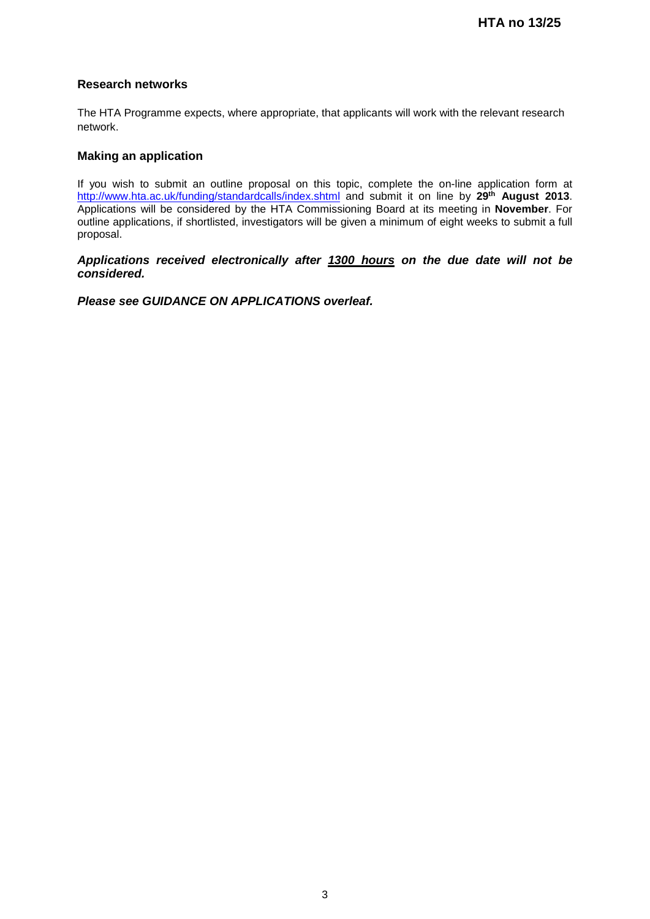### Research networks

The HTA Programme expects, where appropriate, that applicants will work with the relevant research network.

### Making an application

If you wish to submit an outline proposal on this topic, complete the on-line application form at [http://www.hta.ac.uk/funding/standardcalls/index.shtml](http://www.hta.ac.uk/funding/standardcalls/index.shtml) and submit it on line by **29th August 2013**. Applications will be considered by the HTA Commissioning Board at its meeting in **November**. For outline applications, if shortlisted, investigators will be given a minimum of eight weeks to submit a full proposal.

***Applications received electronically after <u>1300 hours</u> on the due date will not be considered.***

***Please see GUIDANCE ON APPLICATIONS overleaf.***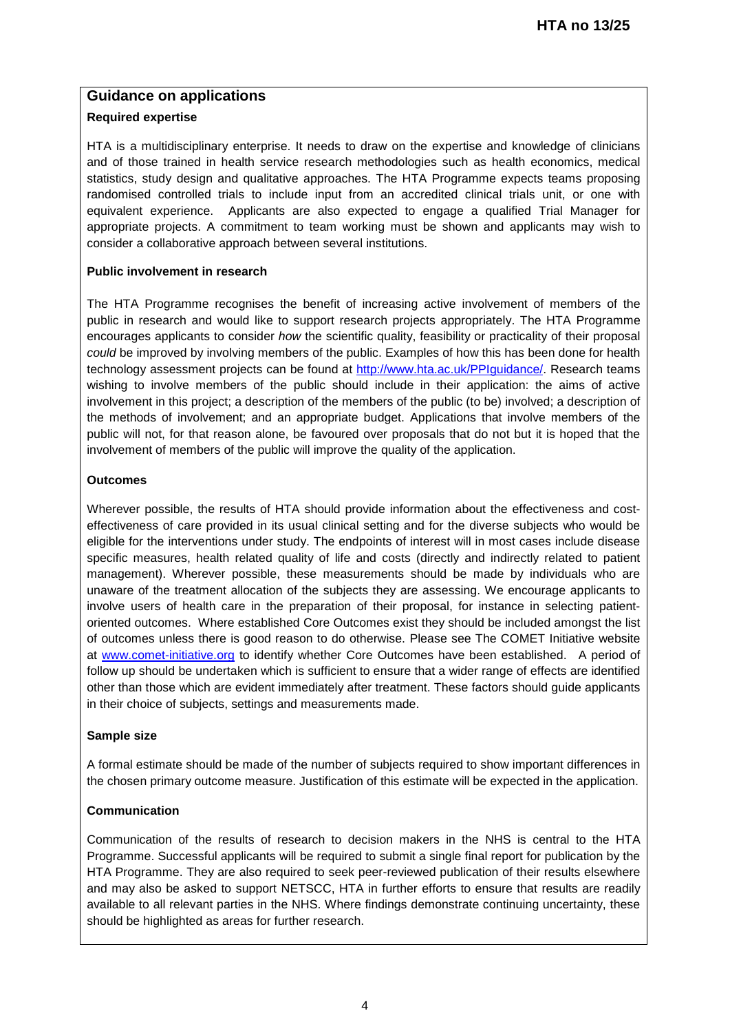## Guidance on applications

### Required expertise

HTA is a multidisciplinary enterprise. It needs to draw on the expertise and knowledge of clinicians and of those trained in health service research methodologies such as health economics, medical statistics, study design and qualitative approaches. The HTA Programme expects teams proposing randomised controlled trials to include input from an accredited clinical trials unit, or one with equivalent experience. Applicants are also expected to engage a qualified Trial Manager for appropriate projects. A commitment to team working must be shown and applicants may wish to consider a collaborative approach between several institutions.

### Public involvement in research

The HTA Programme recognises the benefit of increasing active involvement of members of the public in research and would like to support research projects appropriately. The HTA Programme encourages applicants to consider *how* the scientific quality, feasibility or practicality of their proposal *could* be improved by involving members of the public. Examples of how this has been done for health technology assessment projects can be found at [http://www.hta.ac.uk/PPIguidance/](http://www.hta.ac.uk/PPIguidance/). Research teams wishing to involve members of the public should include in their application: the aims of active involvement in this project; a description of the members of the public (to be) involved; a description of the methods of involvement; and an appropriate budget. Applications that involve members of the public will not, for that reason alone, be favoured over proposals that do not but it is hoped that the involvement of members of the public will improve the quality of the application.

### Outcomes

Wherever possible, the results of HTA should provide information about the effectiveness and cost-effectiveness of care provided in its usual clinical setting and for the diverse subjects who would be eligible for the interventions under study. The endpoints of interest will in most cases include disease specific measures, health related quality of life and costs (directly and indirectly related to patient management). Wherever possible, these measurements should be made by individuals who are unaware of the treatment allocation of the subjects they are assessing. We encourage applicants to involve users of health care in the preparation of their proposal, for instance in selecting patient-oriented outcomes. Where established Core Outcomes exist they should be included amongst the list of outcomes unless there is good reason to do otherwise. Please see The COMET Initiative website at [www.comet-initiative.org](www.comet-initiative.org) to identify whether Core Outcomes have been established. A period of follow up should be undertaken which is sufficient to ensure that a wider range of effects are identified other than those which are evident immediately after treatment. These factors should guide applicants in their choice of subjects, settings and measurements made.

### Sample size

A formal estimate should be made of the number of subjects required to show important differences in the chosen primary outcome measure. Justification of this estimate will be expected in the application.

### Communication

Communication of the results of research to decision makers in the NHS is central to the HTA Programme. Successful applicants will be required to submit a single final report for publication by the HTA Programme. They are also required to seek peer-reviewed publication of their results elsewhere and may also be asked to support NETSCC, HTA in further efforts to ensure that results are readily available to all relevant parties in the NHS. Where findings demonstrate continuing uncertainty, these should be highlighted as areas for further research.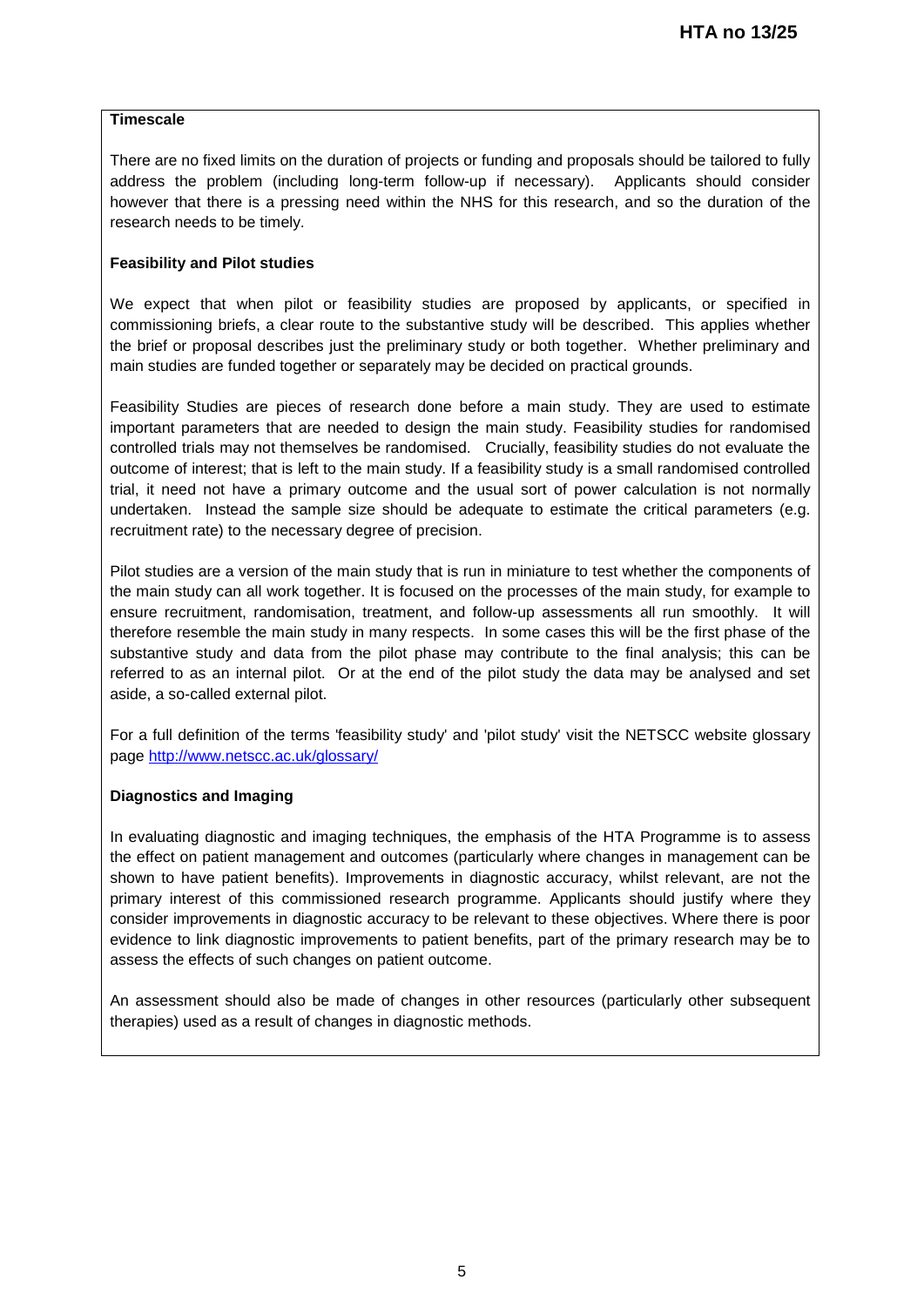**Timescale**

There are no fixed limits on the duration of projects or funding and proposals should be tailored to fully address the problem (including long-term follow-up if necessary). Applicants should consider however that there is a pressing need within the NHS for this research, and so the duration of the research needs to be timely.

**Feasibility and Pilot studies**

We expect that when pilot or feasibility studies are proposed by applicants, or specified in commissioning briefs, a clear route to the substantive study will be described. This applies whether the brief or proposal describes just the preliminary study or both together. Whether preliminary and main studies are funded together or separately may be decided on practical grounds.

Feasibility Studies are pieces of research done before a main study. They are used to estimate important parameters that are needed to design the main study. Feasibility studies for randomised controlled trials may not themselves be randomised. Crucially, feasibility studies do not evaluate the outcome of interest; that is left to the main study. If a feasibility study is a small randomised controlled trial, it need not have a primary outcome and the usual sort of power calculation is not normally undertaken. Instead the sample size should be adequate to estimate the critical parameters (e.g. recruitment rate) to the necessary degree of precision.

Pilot studies are a version of the main study that is run in miniature to test whether the components of the main study can all work together. It is focused on the processes of the main study, for example to ensure recruitment, randomisation, treatment, and follow-up assessments all run smoothly. It will therefore resemble the main study in many respects. In some cases this will be the first phase of the substantive study and data from the pilot phase may contribute to the final analysis; this can be referred to as an internal pilot. Or at the end of the pilot study the data may be analysed and set aside, a so-called external pilot.

For a full definition of the terms 'feasibility study' and 'pilot study' visit the NETSCC website glossary page http://www.netscc.ac.uk/glossary/

**Diagnostics and Imaging**

In evaluating diagnostic and imaging techniques, the emphasis of the HTA Programme is to assess the effect on patient management and outcomes (particularly where changes in management can be shown to have patient benefits). Improvements in diagnostic accuracy, whilst relevant, are not the primary interest of this commissioned research programme. Applicants should justify where they consider improvements in diagnostic accuracy to be relevant to these objectives. Where there is poor evidence to link diagnostic improvements to patient benefits, part of the primary research may be to assess the effects of such changes on patient outcome.

An assessment should also be made of changes in other resources (particularly other subsequent therapies) used as a result of changes in diagnostic methods.